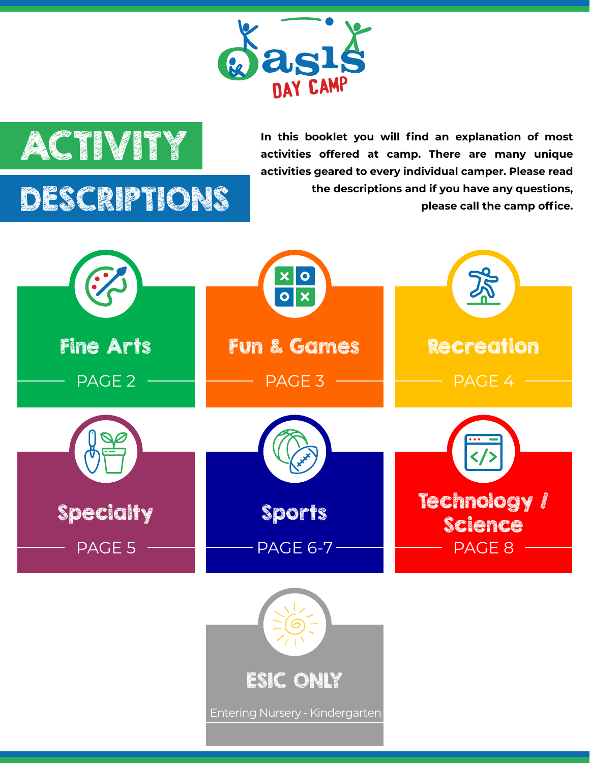# Oasis Day Camp

# ACTIVITY DESCRIPTIONS

**In this booklet you will find an explanation of most activities offered at camp. There are many unique activities geared to every individual camper. Please read the descriptions and if you have any questions, please call the camp office.**

## Fine Arts
PAGE 2

## Fun & Games
PAGE 3

## Recreation
PAGE 4

## Specialty
PAGE 5

## Sports
PAGE 6-7

## Technology / Science
PAGE 8

## ESIC ONLY
Entering Nursery - Kindergarten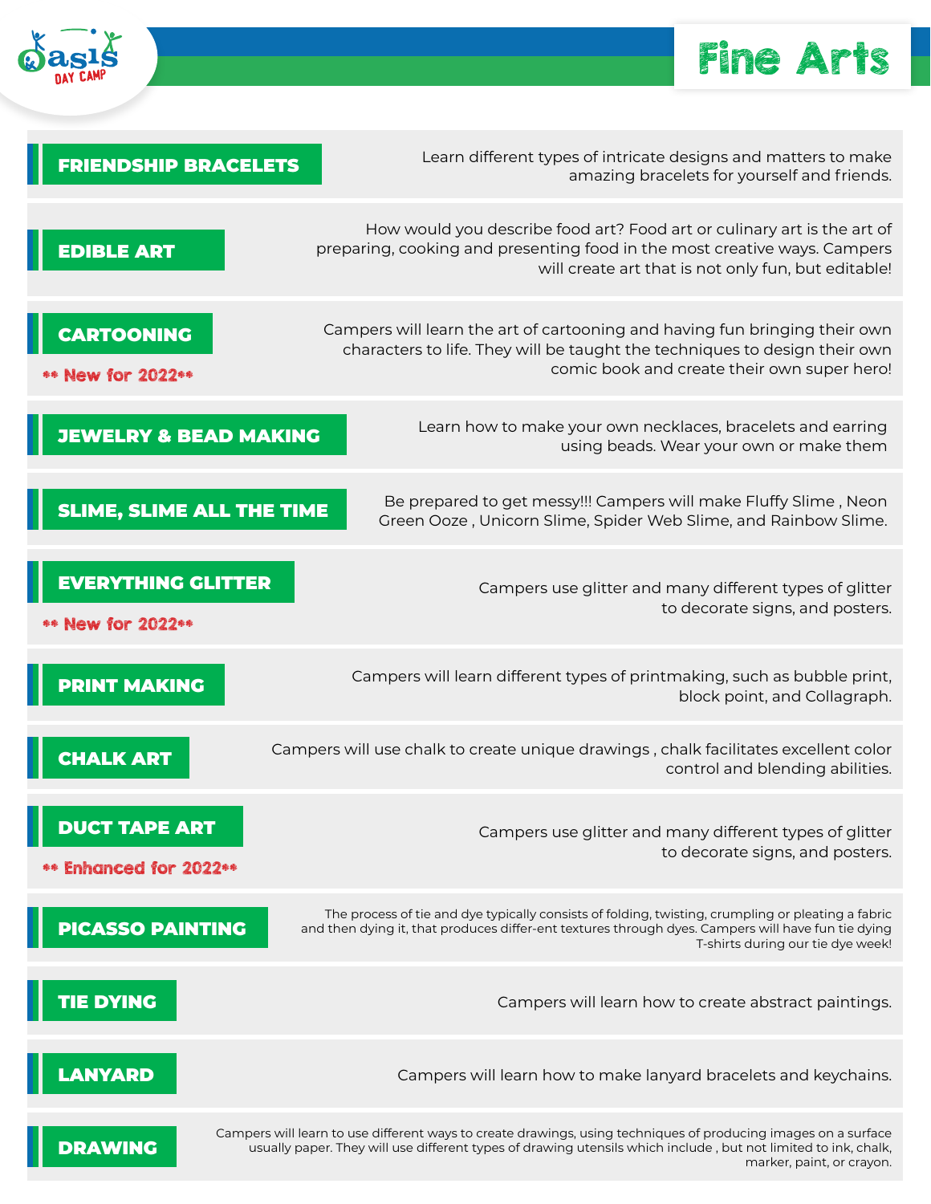Oasis DAY CAMP

# Fine Arts

## FRIENDSHIP BRACELETS

Learn different types of intricate designs and matters to make amazing bracelets for yourself and friends.

## EDIBLE ART

How would you describe food art? Food art or culinary art is the art of preparing, cooking and presenting food in the most creative ways. Campers will create art that is not only fun, but editable!

## CARTOONING

** New for 2022**

Campers will learn the art of cartooning and having fun bringing their own characters to life. They will be taught the techniques to design their own comic book and create their own super hero!

## JEWELRY & BEAD MAKING

Learn how to make your own necklaces, bracelets and earring using beads. Wear your own or make them

## SLIME, SLIME ALL THE TIME

Be prepared to get messy!!! Campers will make Fluffy Slime , Neon Green Ooze , Unicorn Slime, Spider Web Slime, and Rainbow Slime.

## EVERYTHING GLITTER

** New for 2022**

Campers use glitter and many different types of glitter to decorate signs, and posters.

## PRINT MAKING

Campers will learn different types of printmaking, such as bubble print, block point, and Collagraph.

## CHALK ART

Campers will use chalk to create unique drawings , chalk facilitates excellent color control and blending abilities.

## DUCT TAPE ART

** Enhanced for 2022**

Campers use glitter and many different types of glitter to decorate signs, and posters.

## PICASSO PAINTING

The process of tie and dye typically consists of folding, twisting, crumpling or pleating a fabric and then dying it, that produces differ-ent textures through dyes. Campers will have fun tie dying T-shirts during our tie dye week!

## TIE DYING

Campers will learn how to create abstract paintings.

## LANYARD

Campers will learn how to make lanyard bracelets and keychains.

## DRAWING

Campers will learn to use different ways to create drawings, using techniques of producing images on a surface usually paper. They will use different types of drawing utensils which include , but not limited to ink, chalk, marker, paint, or crayon.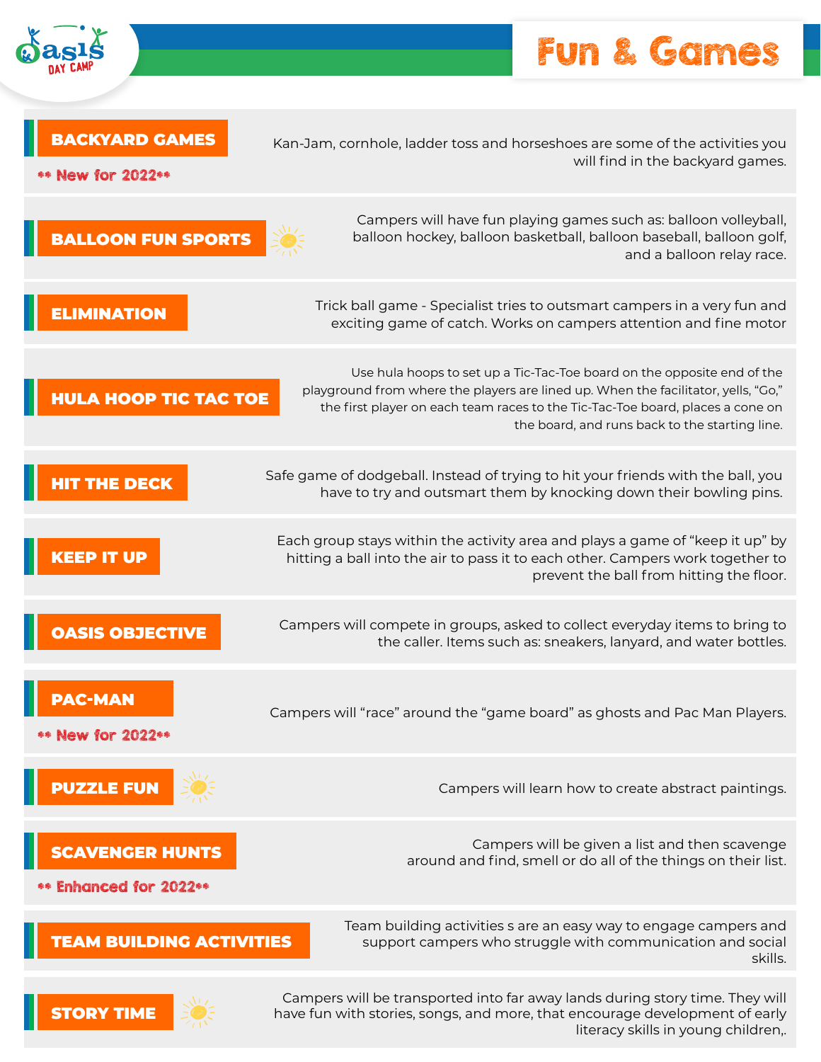# Fun & Games

## BACKYARD GAMES

** New for 2022**

Kan-Jam, cornhole, ladder toss and horseshoes are some of the activities you will find in the backyard games.

## BALLOON FUN SPORTS

Campers will have fun playing games such as: balloon volleyball, balloon hockey, balloon basketball, balloon baseball, balloon golf, and a balloon relay race.

## ELIMINATION

Trick ball game - Specialist tries to outsmart campers in a very fun and exciting game of catch. Works on campers attention and fine motor

## HULA HOOP TIC TAC TOE

Use hula hoops to set up a Tic-Tac-Toe board on the opposite end of the playground from where the players are lined up. When the facilitator, yells, "Go," the first player on each team races to the Tic-Tac-Toe board, places a cone on the board, and runs back to the starting line.

## HIT THE DECK

Safe game of dodgeball. Instead of trying to hit your friends with the ball, you have to try and outsmart them by knocking down their bowling pins.

## KEEP IT UP

Each group stays within the activity area and plays a game of "keep it up" by hitting a ball into the air to pass it to each other. Campers work together to prevent the ball from hitting the floor.

## OASIS OBJECTIVE

Campers will compete in groups, asked to collect everyday items to bring to the caller. Items such as: sneakers, lanyard, and water bottles.

## PAC-MAN

** New for 2022**

Campers will "race" around the "game board" as ghosts and Pac Man Players.

## PUZZLE FUN

Campers will learn how to create abstract paintings.

## SCAVENGER HUNTS

** Enhanced for 2022**

Campers will be given a list and then scavenge around and find, smell or do all of the things on their list.

## TEAM BUILDING ACTIVITIES

Team building activities s are an easy way to engage campers and support campers who struggle with communication and social skills.

## STORY TIME

Campers will be transported into far away lands during story time. They will have fun with stories, songs, and more, that encourage development of early literacy skills in young children,.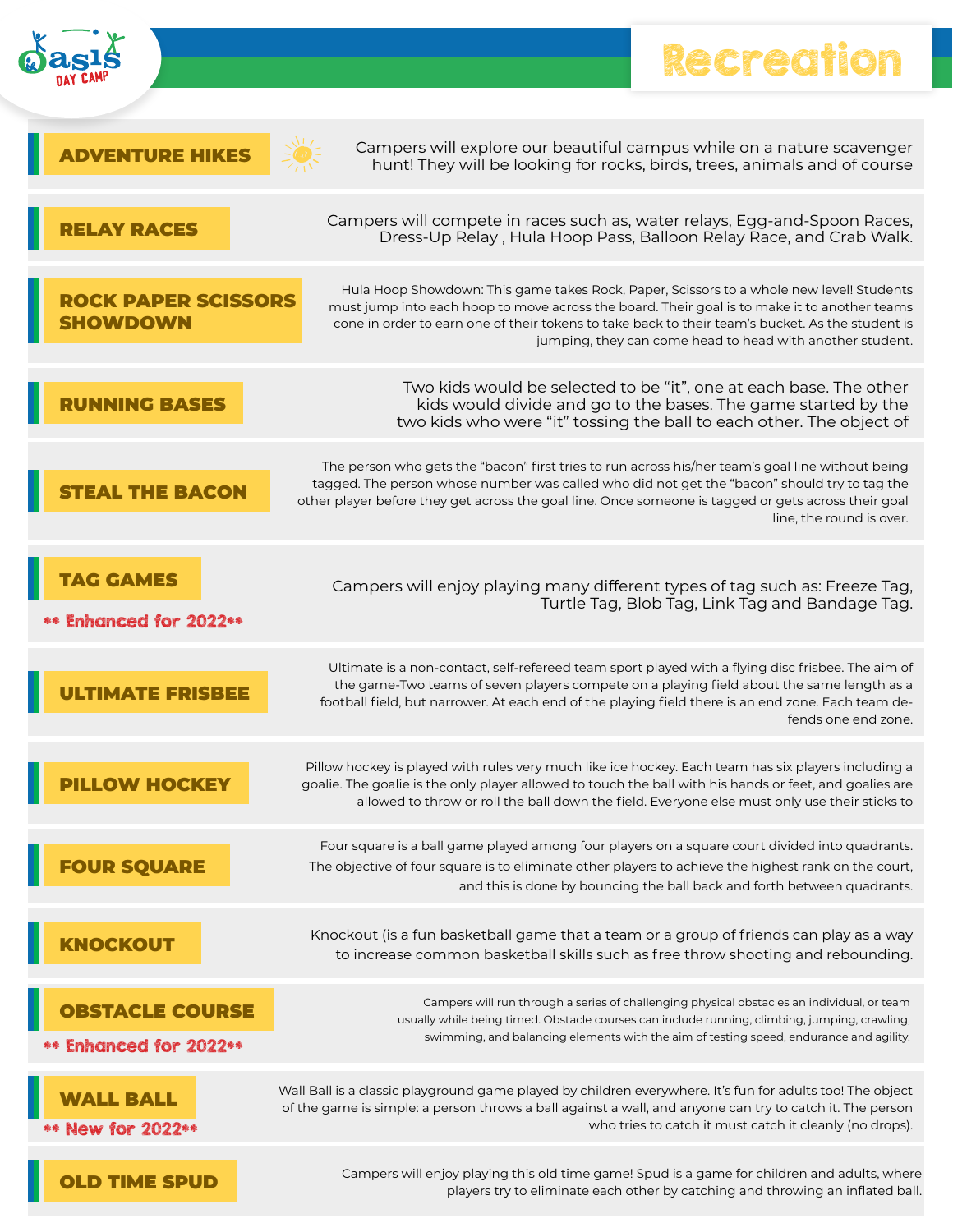# Recreation

Oasis Day Camp

## ADVENTURE HIKES

Campers will explore our beautiful campus while on a nature scavenger hunt! They will be looking for rocks, birds, trees, animals and of course

## RELAY RACES

Campers will compete in races such as, water relays, Egg-and-Spoon Races, Dress-Up Relay , Hula Hoop Pass, Balloon Relay Race, and Crab Walk.

## ROCK PAPER SCISSORS SHOWDOWN

Hula Hoop Showdown: This game takes Rock, Paper, Scissors to a whole new level! Students must jump into each hoop to move across the board. Their goal is to make it to another teams cone in order to earn one of their tokens to take back to their team's bucket. As the student is jumping, they can come head to head with another student.

## RUNNING BASES

Two kids would be selected to be "it", one at each base. The other kids would divide and go to the bases. The game started by the two kids who were "it" tossing the ball to each other. The object of

## STEAL THE BACON

The person who gets the "bacon" first tries to run across his/her team's goal line without being tagged. The person whose number was called who did not get the "bacon" should try to tag the other player before they get across the goal line. Once someone is tagged or gets across their goal line, the round is over.

## TAG GAMES

** Enhanced for 2022**

Campers will enjoy playing many different types of tag such as: Freeze Tag, Turtle Tag, Blob Tag, Link Tag and Bandage Tag.

## ULTIMATE FRISBEE

Ultimate is a non-contact, self-refereed team sport played with a flying disc frisbee. The aim of the game-Two teams of seven players compete on a playing field about the same length as a football field, but narrower. At each end of the playing field there is an end zone. Each team defends one end zone.

## PILLOW HOCKEY

Pillow hockey is played with rules very much like ice hockey. Each team has six players including a goalie. The goalie is the only player allowed to touch the ball with his hands or feet, and goalies are allowed to throw or roll the ball down the field. Everyone else must only use their sticks to

## FOUR SQUARE

Four square is a ball game played among four players on a square court divided into quadrants. The objective of four square is to eliminate other players to achieve the highest rank on the court, and this is done by bouncing the ball back and forth between quadrants.

## KNOCKOUT

Knockout (is a fun basketball game that a team or a group of friends can play as a way to increase common basketball skills such as free throw shooting and rebounding.

## OBSTACLE COURSE

** Enhanced for 2022**

Campers will run through a series of challenging physical obstacles an individual, or team usually while being timed. Obstacle courses can include running, climbing, jumping, crawling, swimming, and balancing elements with the aim of testing speed, endurance and agility.

## WALL BALL

** New for 2022**

Wall Ball is a classic playground game played by children everywhere. It's fun for adults too! The object of the game is simple: a person throws a ball against a wall, and anyone can try to catch it. The person who tries to catch it must catch it cleanly (no drops).

## OLD TIME SPUD

Campers will enjoy playing this old time game! Spud is a game for children and adults, where players try to eliminate each other by catching and throwing an inflated ball.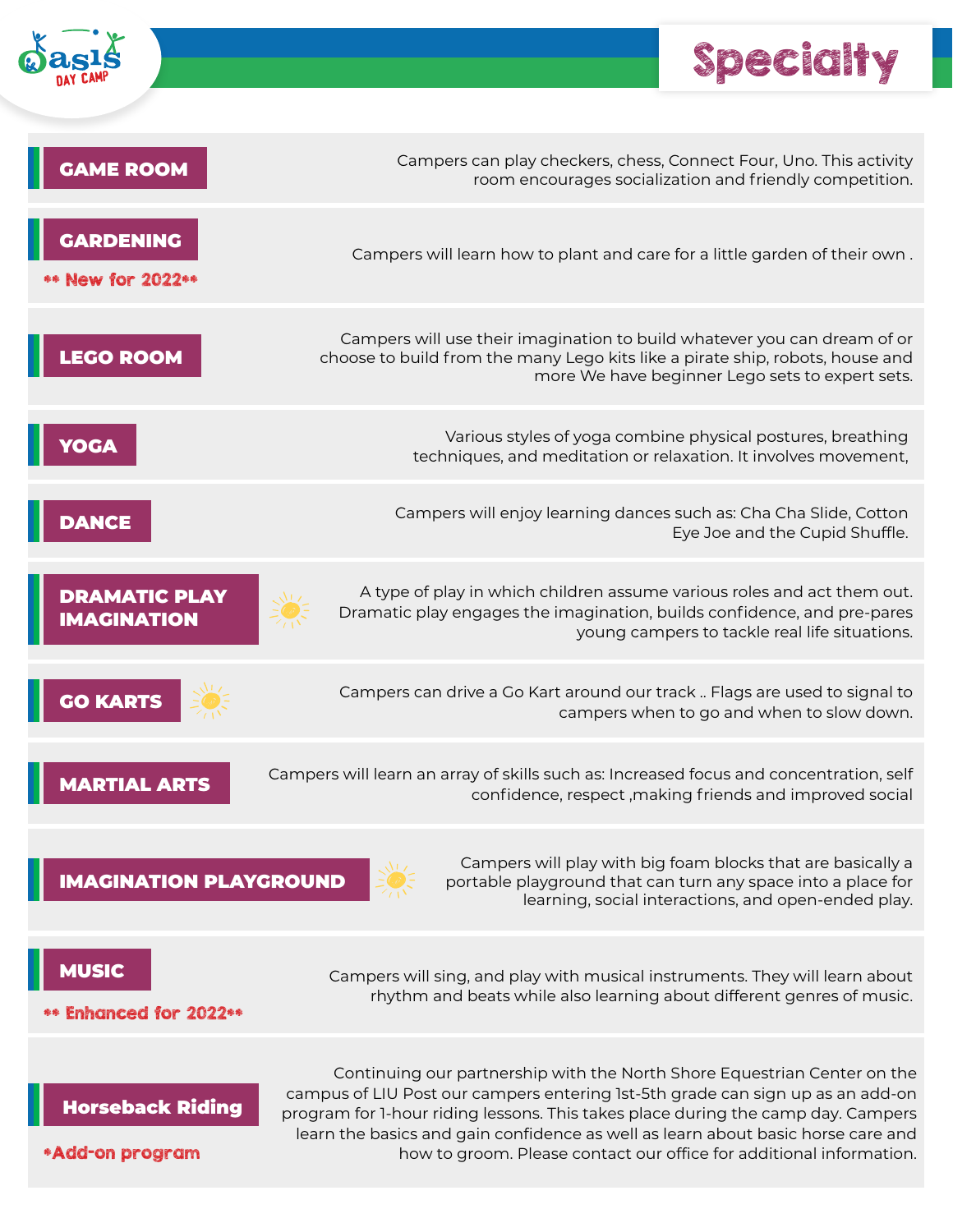# Specialty

## GAME ROOM

Campers can play checkers, chess, Connect Four, Uno. This activity room encourages socialization and friendly competition.

## GARDENING

** New for 2022**

Campers will learn how to plant and care for a little garden of their own .

## LEGO ROOM

Campers will use their imagination to build whatever you can dream of or choose to build from the many Lego kits like a pirate ship, robots, house and more We have beginner Lego sets to expert sets.

## YOGA

Various styles of yoga combine physical postures, breathing techniques, and meditation or relaxation. It involves movement,

## DANCE

Campers will enjoy learning dances such as: Cha Cha Slide, Cotton Eye Joe and the Cupid Shuffle.

## DRAMATIC PLAY IMAGINATION

A type of play in which children assume various roles and act them out. Dramatic play engages the imagination, builds confidence, and pre-pares young campers to tackle real life situations.

## GO KARTS

Campers can drive a Go Kart around our track .. Flags are used to signal to campers when to go and when to slow down.

## MARTIAL ARTS

Campers will learn an array of skills such as: Increased focus and concentration, self confidence, respect ,making friends and improved social

## IMAGINATION PLAYGROUND

Campers will play with big foam blocks that are basically a portable playground that can turn any space into a place for learning, social interactions, and open-ended play.

## MUSIC

** Enhanced for 2022**

Campers will sing, and play with musical instruments. They will learn about rhythm and beats while also learning about different genres of music.

## Horseback Riding

*Add-on program

Continuing our partnership with the North Shore Equestrian Center on the campus of LIU Post our campers entering 1st-5th grade can sign up as an add-on program for 1-hour riding lessons. This takes place during the camp day. Campers learn the basics and gain confidence as well as learn about basic horse care and how to groom. Please contact our office for additional information.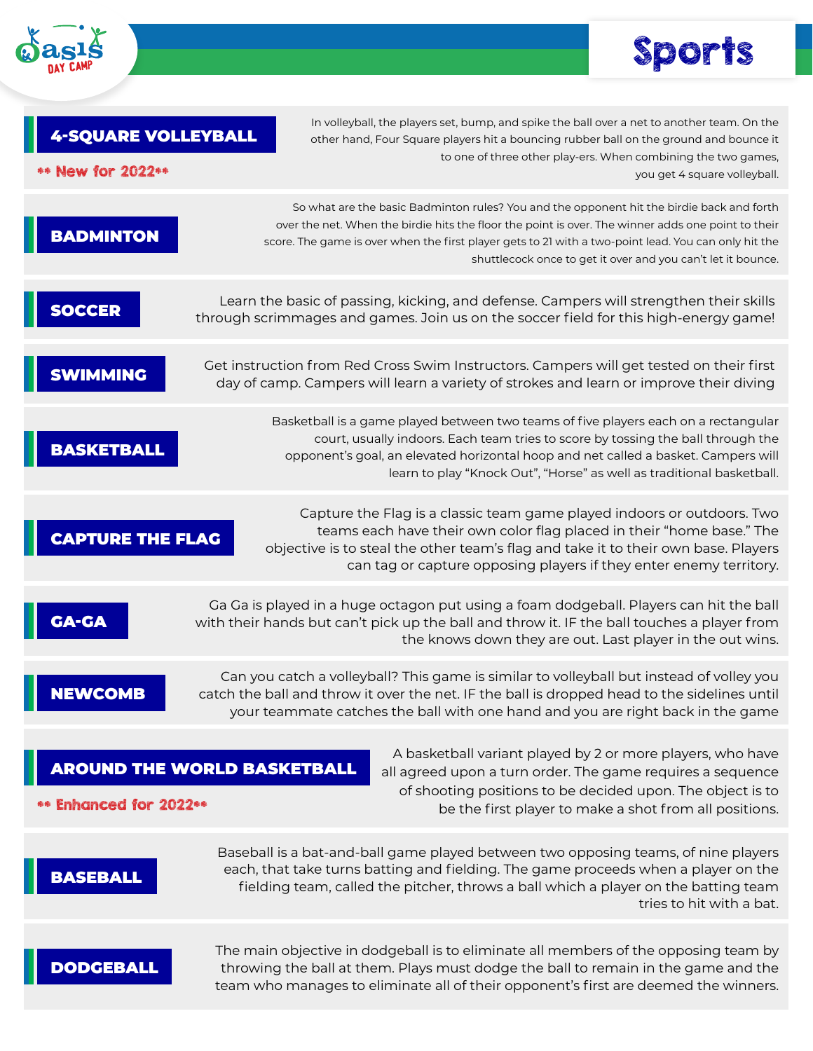# Sports

## 4-SQUARE VOLLEYBALL

** New for 2022**

In volleyball, the players set, bump, and spike the ball over a net to another team. On the other hand, Four Square players hit a bouncing rubber ball on the ground and bounce it to one of three other play-ers. When combining the two games, you get 4 square volleyball.

## BADMINTON

So what are the basic Badminton rules? You and the opponent hit the birdie back and forth over the net. When the birdie hits the floor the point is over. The winner adds one point to their score. The game is over when the first player gets to 21 with a two-point lead. You can only hit the shuttlecock once to get it over and you can't let it bounce.

## SOCCER

Learn the basic of passing, kicking, and defense. Campers will strengthen their skills through scrimmages and games. Join us on the soccer field for this high-energy game!

## SWIMMING

Get instruction from Red Cross Swim Instructors. Campers will get tested on their first day of camp. Campers will learn a variety of strokes and learn or improve their diving

## BASKETBALL

Basketball is a game played between two teams of five players each on a rectangular court, usually indoors. Each team tries to score by tossing the ball through the opponent's goal, an elevated horizontal hoop and net called a basket. Campers will learn to play "Knock Out", "Horse" as well as traditional basketball.

## CAPTURE THE FLAG

Capture the Flag is a classic team game played indoors or outdoors. Two teams each have their own color flag placed in their "home base." The objective is to steal the other team's flag and take it to their own base. Players can tag or capture opposing players if they enter enemy territory.

## GA-GA

Ga Ga is played in a huge octagon put using a foam dodgeball. Players can hit the ball with their hands but can't pick up the ball and throw it. IF the ball touches a player from the knows down they are out. Last player in the out wins.

## NEWCOMB

Can you catch a volleyball? This game is similar to volleyball but instead of volley you catch the ball and throw it over the net. IF the ball is dropped head to the sidelines until your teammate catches the ball with one hand and you are right back in the game

## AROUND THE WORLD BASKETBALL

** Enhanced for 2022**

A basketball variant played by 2 or more players, who have all agreed upon a turn order. The game requires a sequence of shooting positions to be decided upon. The object is to be the first player to make a shot from all positions.

## BASEBALL

Baseball is a bat-and-ball game played between two opposing teams, of nine players each, that take turns batting and fielding. The game proceeds when a player on the fielding team, called the pitcher, throws a ball which a player on the batting team tries to hit with a bat.

## DODGEBALL

The main objective in dodgeball is to eliminate all members of the opposing team by throwing the ball at them. Plays must dodge the ball to remain in the game and the team who manages to eliminate all of their opponent's first are deemed the winners.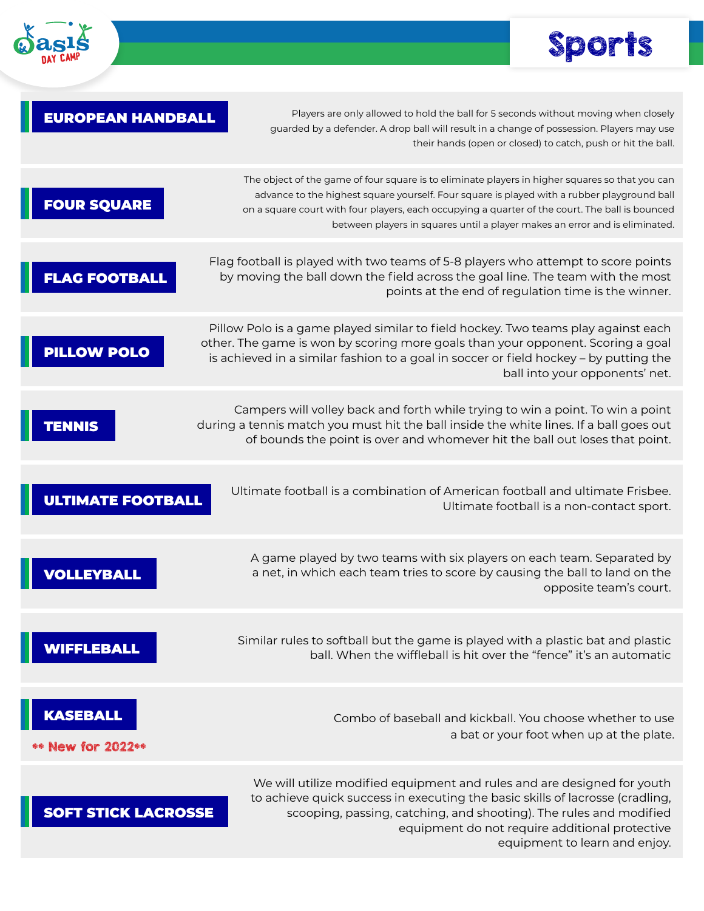# Sports

## EUROPEAN HANDBALL

Players are only allowed to hold the ball for 5 seconds without moving when closely guarded by a defender. A drop ball will result in a change of possession. Players may use their hands (open or closed) to catch, push or hit the ball.

## FOUR SQUARE

The object of the game of four square is to eliminate players in higher squares so that you can advance to the highest square yourself. Four square is played with a rubber playground ball on a square court with four players, each occupying a quarter of the court. The ball is bounced between players in squares until a player makes an error and is eliminated.

## FLAG FOOTBALL

Flag football is played with two teams of 5-8 players who attempt to score points by moving the ball down the field across the goal line. The team with the most points at the end of regulation time is the winner.

## PILLOW POLO

Pillow Polo is a game played similar to field hockey. Two teams play against each other. The game is won by scoring more goals than your opponent. Scoring a goal is achieved in a similar fashion to a goal in soccer or field hockey – by putting the ball into your opponents' net.

## TENNIS

Campers will volley back and forth while trying to win a point. To win a point during a tennis match you must hit the ball inside the white lines. If a ball goes out of bounds the point is over and whomever hit the ball out loses that point.

## ULTIMATE FOOTBALL

Ultimate football is a combination of American football and ultimate Frisbee. Ultimate football is a non-contact sport.

## VOLLEYBALL

A game played by two teams with six players on each team. Separated by a net, in which each team tries to score by causing the ball to land on the opposite team's court.

## WIFFLEBALL

Similar rules to softball but the game is played with a plastic bat and plastic ball. When the wiffleball is hit over the "fence" it's an automatic

## KASEBALL

** New for 2022**

Combo of baseball and kickball. You choose whether to use a bat or your foot when up at the plate.

## SOFT STICK LACROSSE

We will utilize modified equipment and rules and are designed for youth to achieve quick success in executing the basic skills of lacrosse (cradling, scooping, passing, catching, and shooting). The rules and modified equipment do not require additional protective equipment to learn and enjoy.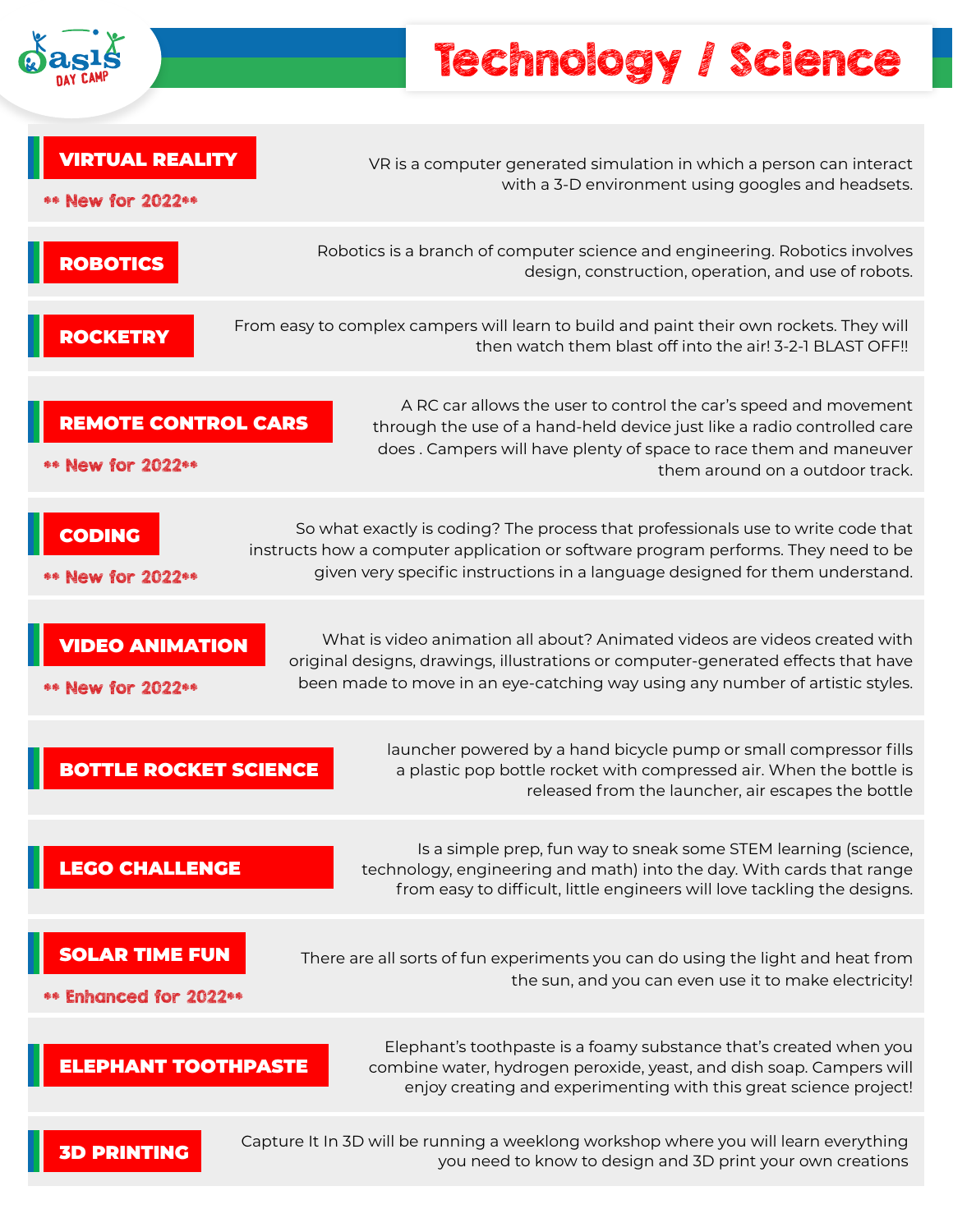Oasis DAY CAMP

# Technology / Science

## VIRTUAL REALITY

** New for 2022**

VR is a computer generated simulation in which a person can interact with a 3-D environment using googles and headsets.

## ROBOTICS

Robotics is a branch of computer science and engineering. Robotics involves design, construction, operation, and use of robots.

## ROCKETRY

From easy to complex campers will learn to build and paint their own rockets. They will then watch them blast off into the air! 3-2-1 BLAST OFF!!

## REMOTE CONTROL CARS

** New for 2022**

A RC car allows the user to control the car's speed and movement through the use of a hand-held device just like a radio controlled care does . Campers will have plenty of space to race them and maneuver them around on a outdoor track.

## CODING

** New for 2022**

So what exactly is coding? The process that professionals use to write code that instructs how a computer application or software program performs. They need to be given very specific instructions in a language designed for them understand.

## VIDEO ANIMATION

** New for 2022**

What is video animation all about? Animated videos are videos created with original designs, drawings, illustrations or computer-generated effects that have been made to move in an eye-catching way using any number of artistic styles.

## BOTTLE ROCKET SCIENCE

launcher powered by a hand bicycle pump or small compressor fills a plastic pop bottle rocket with compressed air. When the bottle is released from the launcher, air escapes the bottle

## LEGO CHALLENGE

Is a simple prep, fun way to sneak some STEM learning (science, technology, engineering and math) into the day. With cards that range from easy to difficult, little engineers will love tackling the designs.

## SOLAR TIME FUN

** Enhanced for 2022**

There are all sorts of fun experiments you can do using the light and heat from the sun, and you can even use it to make electricity!

## ELEPHANT TOOTHPASTE

Elephant's toothpaste is a foamy substance that's created when you combine water, hydrogen peroxide, yeast, and dish soap. Campers will enjoy creating and experimenting with this great science project!

## 3D PRINTING

Capture It In 3D will be running a weeklong workshop where you will learn everything you need to know to design and 3D print your own creations